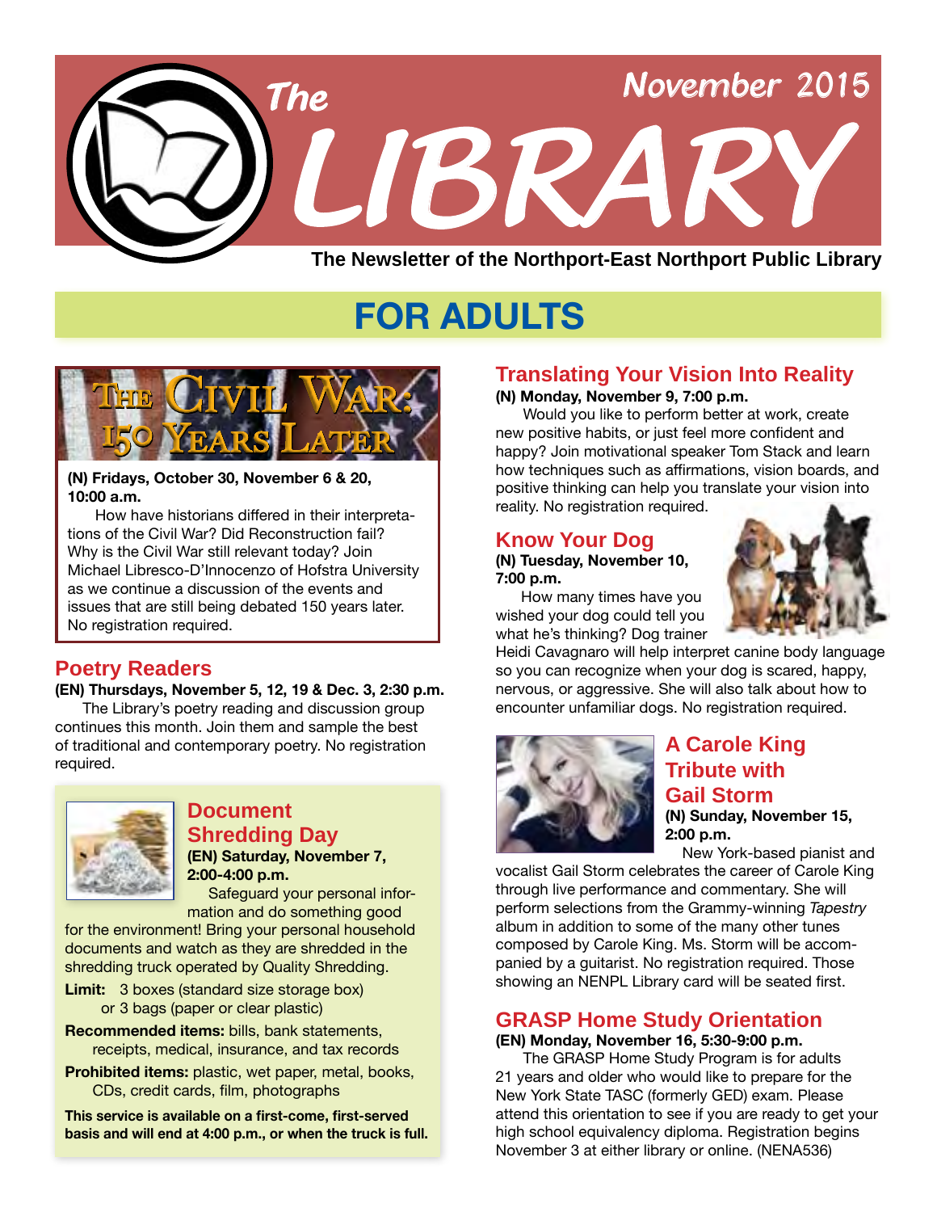# The LIBRARY

November 2015

**The Newsletter of the Northport-East Northport Public Library**

## FOR ADULTS

### The Civil War: 150 Years Later

**(N) Fridays, October 30, November 6 & 20, 10:00 a.m.**

How have historians differed in their interpretations of the Civil War? Did Reconstruction fail? Why is the Civil War still relevant today? Join Michael Libresco-D'Innocenzo of Hofstra University as we continue a discussion of the events and issues that are still being debated 150 years later. No registration required.

### Poetry Readers

**(EN) Thursdays, November 5, 12, 19 & Dec. 3, 2:30 p.m.**

The Library's poetry reading and discussion group continues this month. Join them and sample the best of traditional and contemporary poetry. No registration required.

### Document Shredding Day

**(EN) Saturday, November 7, 2:00-4:00 p.m.**

Safeguard your personal information and do something good for the environment! Bring your personal household documents and watch as they are shredded in the shredding truck operated by Quality Shredding.

**Limit:** 3 boxes (standard size storage box) or 3 bags (paper or clear plastic)

**Recommended items:** bills, bank statements, receipts, medical, insurance, and tax records

**Prohibited items:** plastic, wet paper, metal, books, CDs, credit cards, film, photographs

**This service is available on a first-come, first-served basis and will end at 4:00 p.m., or when the truck is full.**

### Translating Your Vision Into Reality

**(N) Monday, November 9, 7:00 p.m.**

Would you like to perform better at work, create new positive habits, or just feel more confident and happy? Join motivational speaker Tom Stack and learn how techniques such as affirmations, vision boards, and positive thinking can help you translate your vision into reality. No registration required.

### Know Your Dog

**(N) Tuesday, November 10, 7:00 p.m.**

How many times have you wished your dog could tell you what he's thinking? Dog trainer Heidi Cavagnaro will help interpret canine body language so you can recognize when your dog is scared, happy, nervous, or aggressive. She will also talk about how to encounter unfamiliar dogs. No registration required.

### A Carole King Tribute with Gail Storm

**(N) Sunday, November 15, 2:00 p.m.**

New York-based pianist and vocalist Gail Storm celebrates the career of Carole King through live performance and commentary. She will perform selections from the Grammy-winning *Tapestry* album in addition to some of the many other tunes composed by Carole King. Ms. Storm will be accompanied by a guitarist. No registration required. Those showing an NENPL Library card will be seated first.

### GRASP Home Study Orientation

**(EN) Monday, November 16, 5:30-9:00 p.m.**

The GRASP Home Study Program is for adults 21 years and older who would like to prepare for the New York State TASC (formerly GED) exam. Please attend this orientation to see if you are ready to get your high school equivalency diploma. Registration begins November 3 at either library or online. (NENA536)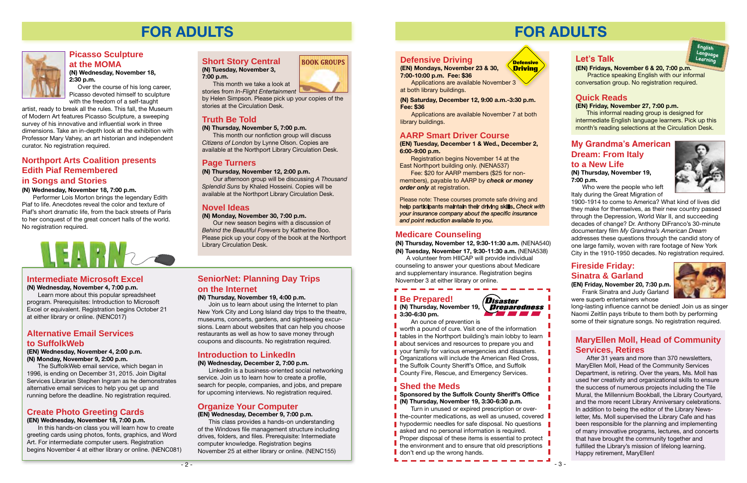# FOR ADULTS

## Picasso Sculpture at the MOMA

**(N) Wednesday, November 18, 2:30 p.m.**

Over the course of his long career, Picasso devoted himself to sculpture with the freedom of a self-taught artist, ready to break all the rules. This fall, the Museum of Modern Art features Picasso Sculpture, a sweeping survey of his innovative and influential work in three dimensions. Take an in-depth look at the exhibition with Professor Mary Vahey, an art historian and independent curator. No registration required.

## Northport Arts Coalition presents Edith Piaf Remembered in Songs and Stories

**(N) Wednesday, November 18, 7:00 p.m.**

Performer Lois Morton brings the legendary Edith Piaf to life. Anecdotes reveal the color and texture of Piaf's short dramatic life, from the back streets of Paris to her conquest of the great concert halls of the world. No registration required.

## BOOK GROUPS

### Short Story Central

**(N) Tuesday, November 3, 7:00 p.m.**

This month we take a look at stories from *In-Flight Entertainment* by Helen Simpson. Please pick up your copies of the stories at the Circulation Desk.

### Truth Be Told

**(N) Thursday, November 5, 7:00 p.m.**

This month our nonfiction group will discuss *Citizens of London* by Lynne Olson. Copies are available at the Northport Library Circulation Desk.

### Page Turners

**(N) Thursday, November 12, 2:00 p.m.**

Our afternoon group will be discussing *A Thousand Splendid Suns* by Khaled Hosseini. Copies will be available at the Northport Library Circulation Desk.

### Novel Ideas

**(N) Monday, November 30, 7:00 p.m.**

Our new season begins with a discussion of *Behind the Beautiful Forevers* by Katherine Boo. Please pick up your copy of the book at the Northport Library Circulation Desk.

## LEARN

### Intermediate Microsoft Excel

**(N) Wednesday, November 4, 7:00 p.m.**

Learn more about this popular spreadsheet program. Prerequisites: Introduction to Microsoft Excel or equivalent. Registration begins October 21 at either library or online. (NENC017)

### Alternative Email Services to SuffolkWeb

**(EN) Wednesday, November 4, 2:00 p.m.**
**(N) Monday, November 9, 2:00 p.m.**

The SuffolkWeb email service, which began in 1996, is ending on December 31, 2015. Join Digital Services Librarian Stephen Ingram as he demonstrates alternative email services to help you get up and running before the deadline. No registration required.

### Create Photo Greeting Cards

**(EN) Wednesday, November 18, 7:00 p.m.**

In this hands-on class you will learn how to create greeting cards using photos, fonts, graphics, and Word Art. For intermediate computer users. Registration begins November 4 at either library or online. (NENC081)

### SeniorNet: Planning Day Trips on the Internet

**(N) Thursday, November 19, 4:00 p.m.**

Join us to learn about using the Internet to plan New York City and Long Island day trips to the theatre, museums, concerts, gardens, and sightseeing excursions. Learn about websites that can help you choose restaurants as well as how to save money through coupons and discounts. No registration required.

### Introduction to LinkedIn

**(N) Wednesday, December 2, 7:00 p.m.**

LinkedIn is a business-oriented social networking service. Join us to learn how to create a profile, search for people, companies, and jobs, and prepare for upcoming interviews. No registration required.

### Organize Your Computer

**(EN) Wednesday, December 9, 7:00 p.m.**

This class provides a hands-on understanding of the Windows file management structure including drives, folders, and files. Prerequisite: Intermediate computer knowledge. Registration begins November 25 at either library or online. (NENC155)

# FOR ADULTS

## Defensive Driving

**(EN) Mondays, November 23 & 30, 7:00-10:00 p.m. Fee: $36**

Applications are available November 3 at both library buildings.

**(N) Saturday, December 12, 9:00 a.m.-3:30 p.m. Fee: $36**

Applications are available November 7 at both library buildings.

## AARP Smart Driver Course

**(EN) Tuesday, December 1 & Wed., December 2, 6:00-9:00 p.m.**

Registration begins November 14 at the East Northport building only. (NENA537)

Fee: $20 for AARP members ($25 for non-members), payable to AARP by ***check or money order only*** at registration.

Please note: These courses promote safe driving and help participants maintain their driving skills. *Check with your insurance company about the specific insurance and point reduction available to you.*

## Medicare Counseling

**(N) Thursday, November 12, 9:30-11:30 a.m.** (NENA540)
**(N) Tuesday, November 17, 9:30-11:30 a.m.** (NENA538)

A volunteer from HIICAP will provide individual counseling to answer your questions about Medicare and supplementary insurance. Registration begins November 3 at either library or online.

## Be Prepared!

**Disaster Preparedness**

**(N) Thursday, November 19, 3:30-6:30 pm.**

An ounce of prevention is worth a pound of cure. Visit one of the information tables in the Northport building's main lobby to learn about services and resources to prepare you and your family for various emergencies and disasters. Organizations will include the American Red Cross, the Suffolk County Sheriff's Office, and Suffolk County Fire, Rescue, and Emergency Services.

## Shed the Meds

**Sponsored by the Suffolk County Sheriff's Office**
**(N) Thursday, November 19, 3:30-6:30 p.m.**

Turn in unused or expired prescription or over-the-counter medications, as well as unused, covered hypodermic needles for safe disposal. No questions asked and no personal information is required. Proper disposal of these items is essential to protect the environment and to ensure that old prescriptions don't end up the wrong hands.

## Let's Talk

**English Language Learning**

**(EN) Fridays, November 6 & 20, 7:00 p.m.**

Practice speaking English with our informal conversation group. No registration required.

## Quick Reads

**(EN) Friday, November 27, 7:00 p.m.**

This informal reading group is designed for intermediate English language learners. Pick up this month's reading selections at the Circulation Desk.

## My Grandma's American Dream: From Italy to a New Life

**(N) Thursday, November 19, 7:00 p.m.**

Who were the people who left Italy during the Great Migration of 1900-1914 to come to America? What kind of lives did they make for themselves, as their new country passed through the Depression, World War II, and succeeding decades of change? Dr. Anthony DiFranco's 30-minute documentary film *My Grandma's American Dream* addresses these questions through the candid story of one large family, woven with rare footage of New York City in the 1910-1950 decades. No registration required.

## Fireside Friday: Sinatra & Garland

**(EN) Friday, November 20, 7:30 p.m.**

Frank Sinatra and Judy Garland were superb entertainers whose long-lasting influence cannot be denied! Join us as singer Naomi Zeitlin pays tribute to them both by performing some of their signature songs. No registration required.

## MaryEllen Moll, Head of Community Services, Retires

After 31 years and more than 370 newsletters, MaryEllen Moll, Head of the Community Services Department, is retiring. Over the years, Ms. Moll has used her creativity and organizational skills to ensure the success of numerous projects including the Tile Mural, the Millennium Bookball, the Library Courtyard, and the more recent Library Anniversary celebrations. In addition to being the editor of the Library Newsletter, Ms. Moll supervised the Library Cafe and has been responsible for the planning and implementing of many innovative programs, lectures, and concerts that have brought the community together and fulfilled the Library's mission of lifelong learning. Happy retirement, MaryEllen!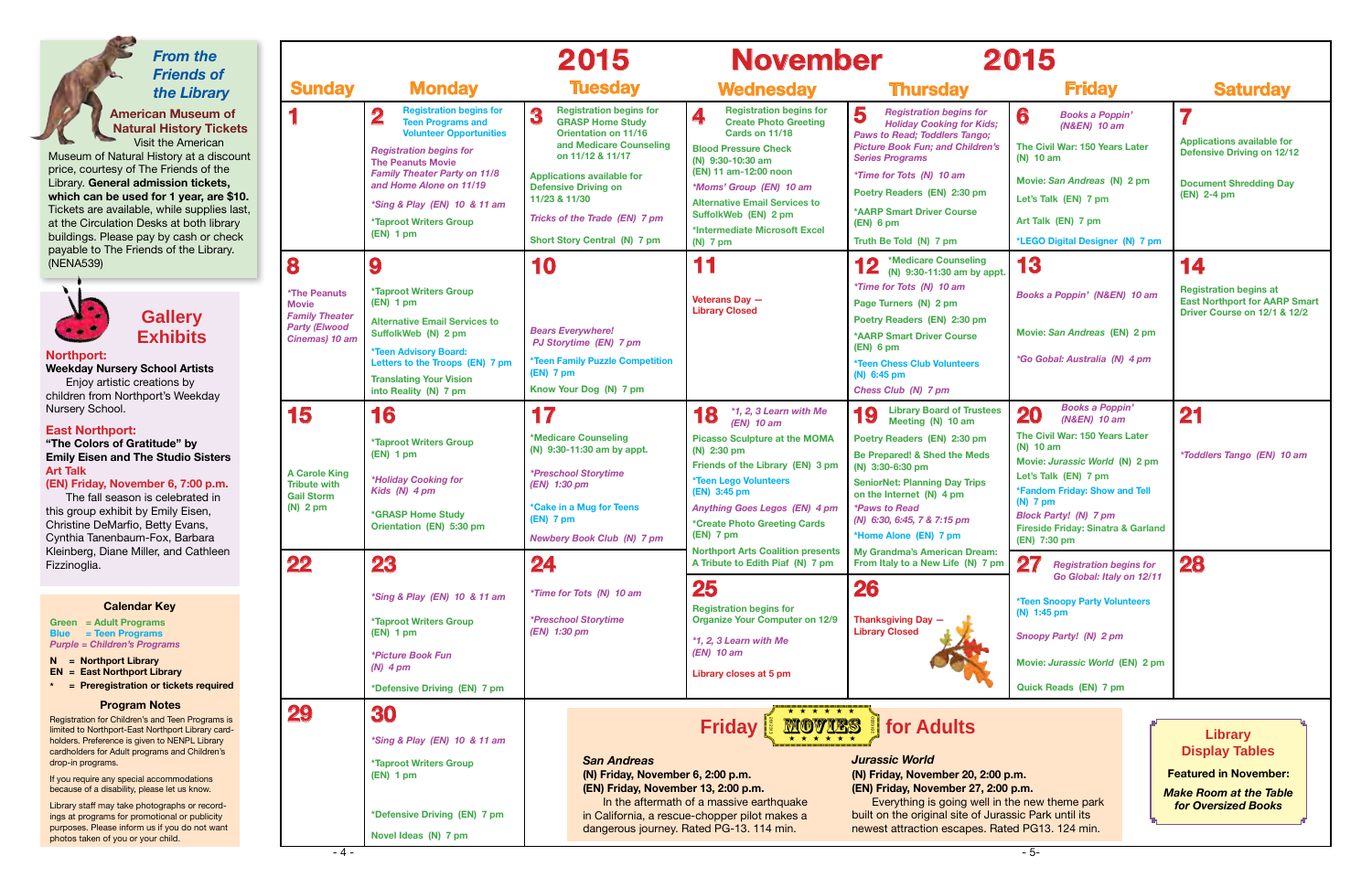## From the Friends of the Library

**American Museum of Natural History Tickets**

Visit the American Museum of Natural History at a discount price, courtesy of The Friends of the Library. **General admission tickets, which can be used for 1 year, are $10.** Tickets are available, while supplies last, at the Circulation Desks at both library buildings. Please pay by cash or check payable to The Friends of the Library. (NENA539)

## Gallery Exhibits

**Northport:**
**Weekday Nursery School Artists**
Enjoy artistic creations by children from Northport's Weekday Nursery School.

**East Northport:**
**"The Colors of Gratitude" by Emily Eisen and The Studio Sisters**
**Art Talk**
**(EN) Friday, November 6, 7:00 p.m.**
The fall season is celebrated in this group exhibit by Emily Eisen, Christine DeMarfio, Betty Evans, Cynthia Tanenbaum-Fox, Barbara Kleinberg, Diane Miller, and Cathleen Fizzinoglia.

### Calendar Key

Green = Adult Programs
Blue = Teen Programs
*Purple = Children's Programs*

N = Northport Library
EN = East Northport Library
* = Preregistration or tickets required

### Program Notes

Registration for Children's and Teen Programs is limited to Northport-East Northport Library cardholders. Preference is given to NENPL Library cardholders for Adult programs and Children's drop-in programs.

If you require any special accommodations because of a disability, please let us know.

Library staff may take photographs or recordings at programs for promotional or publicity purposes. Please inform us if you do not want photos taken of you or your child.

# 2015 November 2015

| Sunday | Monday | Tuesday | Wednesday | Thursday | Friday | Saturday |
|---|---|---|---|---|---|---|
| **1** | **2** Registration begins for Teen Programs and Volunteer Opportunities<br>*Registration begins for The Peanuts Movie Family Theater Party on 11/8 and Home Alone on 11/19*<br>*\*Sing & Play (EN) 10 & 11 am*<br>\*Taproot Writers Group (EN) 1 pm | **3** Registration begins for GRASP Home Study Orientation on 11/16 and Medicare Counseling on 11/12 & 11/17<br>Applications available for Defensive Driving on 11/23 & 11/30<br>*Tricks of the Trade (EN) 7 pm*<br>Short Story Central (N) 7 pm | **4** Registration begins for Create Photo Greeting Cards on 11/18<br>Blood Pressure Check (N) 9:30-10:30 am (EN) 11 am-12:00 noon<br>*\*Moms' Group (EN) 10 am*<br>Alternative Email Services to SuffolkWeb (EN) 2 pm<br>\*Intermediate Microsoft Excel (N) 7 pm | **5** *Registration begins for Holiday Cooking for Kids; Paws to Read; Toddlers Tango; Picture Book Fun; and Children's Series Programs*<br>*\*Time for Tots (N) 10 am*<br>Poetry Readers (EN) 2:30 pm<br>\*AARP Smart Driver Course (EN) 6 pm<br>Truth Be Told (N) 7 pm | **6** *Books a Poppin' (N&EN) 10 am*<br>The Civil War: 150 Years Later (N) 10 am<br>Movie: *San Andreas* (N) 2 pm<br>Let's Talk (EN) 7 pm<br>Art Talk (EN) 7 pm<br>\*LEGO Digital Designer (N) 7 pm | **7** Applications available for Defensive Driving on 12/12<br>Document Shredding Day (EN) 2-4 pm |
| **8** *\*The Peanuts Movie Family Theater Party (Elwood Cinemas) 10 am* | **9** \*Taproot Writers Group (EN) 1 pm<br>Alternative Email Services to SuffolkWeb (N) 2 pm<br>\*Teen Advisory Board: Letters to the Troops (EN) 7 pm<br>Translating Your Vision into Reality (N) 7 pm | **10** *Bears Everywhere! PJ Storytime (EN) 7 pm*<br>\*Teen Family Puzzle Competition (EN) 7 pm<br>Know Your Dog (N) 7 pm | **11** Veterans Day — Library Closed | **12** \*Medicare Counseling (N) 9:30-11:30 am by appt.<br>*\*Time for Tots (N) 10 am*<br>Page Turners (N) 2 pm<br>Poetry Readers (EN) 2:30 pm<br>\*AARP Smart Driver Course (EN) 6 pm<br>\*Teen Chess Club Volunteers (N) 6:45 pm<br>*Chess Club (N) 7 pm* | **13** *Books a Poppin' (N&EN) 10 am*<br>Movie: *San Andreas* (EN) 2 pm<br>*\*Go Gobal: Australia (N) 4 pm* | **14** Registration begins at East Northport for AARP Smart Driver Course on 12/1 & 12/2 |
| **15** A Carole King Tribute with Gail Storm (N) 2 pm | **16** \*Taproot Writers Group (EN) 1 pm<br>*\*Holiday Cooking for Kids (N) 4 pm*<br>\*GRASP Home Study Orientation (EN) 5:30 pm | **17** \*Medicare Counseling (N) 9:30-11:30 am by appt.<br>*\*Preschool Storytime (EN) 1:30 pm*<br>\*Cake in a Mug for Teens (EN) 7 pm<br>*Newbery Book Club (N) 7 pm* | **18** *\*1, 2, 3 Learn with Me (EN) 10 am*<br>Picasso Sculpture at the MOMA (N) 2:30 pm<br>Friends of the Library (EN) 3 pm<br>\*Teen Lego Volunteers (EN) 3:45 pm<br>*Anything Goes Legos (EN) 4 pm*<br>\*Create Photo Greeting Cards (EN) 7 pm<br>Northport Arts Coalition presents A Tribute to Edith Piaf (N) 7 pm | **19** Library Board of Trustees Meeting (N) 10 am<br>Poetry Readers (EN) 2:30 pm<br>Be Prepared! & Shed the Meds (N) 3:30-6:30 pm<br>SeniorNet: Planning Day Trips on the Internet (N) 4 pm<br>*\*Paws to Read (N) 6:30, 6:45, 7 & 7:15 pm*<br>\*Home Alone (EN) 7 pm<br>My Grandma's American Dream: From Italy to a New Life (N) 7 pm | **20** *Books a Poppin' (N&EN) 10 am*<br>The Civil War: 150 Years Later (N) 10 am<br>Movie: *Jurassic World* (N) 2 pm<br>Let's Talk (EN) 7 pm<br>\*Fandom Friday: Show and Tell (N) 7 pm<br>*Block Party! (N) 7 pm*<br>Fireside Friday: Sinatra & Garland (EN) 7:30 pm | **21** *\*Toddlers Tango (EN) 10 am* |
| **22** | **23** *\*Sing & Play (EN) 10 & 11 am*<br>\*Taproot Writers Group (EN) 1 pm<br>*\*Picture Book Fun (N) 4 pm*<br>\*Defensive Driving (EN) 7 pm | **24** *\*Time for Tots (N) 10 am*<br>*\*Preschool Storytime (EN) 1:30 pm* | **25** Registration begins for Organize Your Computer on 12/9<br>*\*1, 2, 3 Learn with Me (EN) 10 am*<br>Library closes at 5 pm | **26** Thanksgiving Day — Library Closed | **27** *Registration begins for Go Global: Italy on 12/11*<br>\*Teen Snoopy Party Volunteers (N) 1:45 pm<br>*Snoopy Party! (N) 2 pm*<br>Movie: *Jurassic World* (EN) 2 pm<br>Quick Reads (EN) 7 pm | **28** |
| **29** | **30** *\*Sing & Play (EN) 10 & 11 am*<br>\*Taproot Writers Group (EN) 1 pm<br>\*Defensive Driving (EN) 7 pm<br>Novel Ideas (N) 7 pm | | | | | |

## Friday MOVIES for Adults

***San Andreas***
**(N) Friday, November 6, 2:00 p.m.**
**(EN) Friday, November 13, 2:00 p.m.**
In the aftermath of a massive earthquake in California, a rescue-chopper pilot makes a dangerous journey. Rated PG-13. 114 min.

***Jurassic World***
**(N) Friday, November 20, 2:00 p.m.**
**(EN) Friday, November 27, 2:00 p.m.**
Everything is going well in the new theme park built on the original site of Jurassic Park until its newest attraction escapes. Rated PG13. 124 min.

## Library Display Tables

**Featured in November:**
***Make Room at the Table for Oversized Books***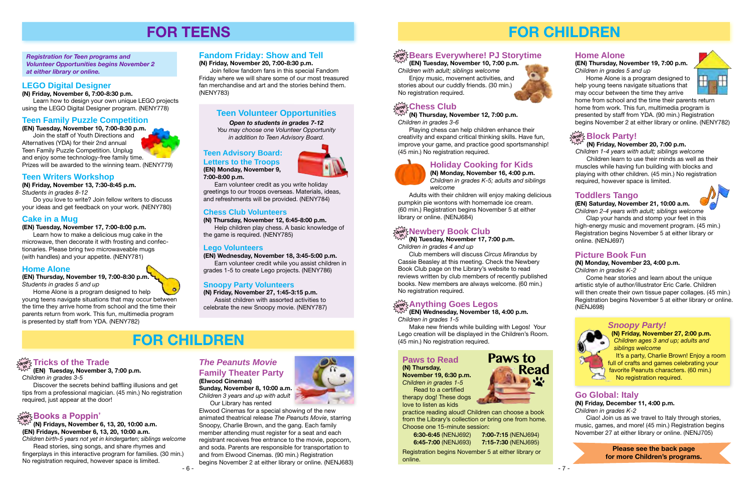# FOR TEENS

*Registration for Teen programs and Volunteer Opportunities begins November 2 at either library or online.*

## LEGO Digital Designer

**(N) Friday, November 6, 7:00-8:30 p.m.**

Learn how to design your own unique LEGO projects using the LEGO Digital Designer program. (NENY778)

## Teen Family Puzzle Competition

**(EN) Tuesday, November 10, 7:00-8:30 p.m.**

Join the staff of Youth Directions and Alternatives (YDA) for their 2nd annual Teen Family Puzzle Competition. Unplug and enjoy some technology-free family time. Prizes will be awarded to the winning team. (NENY779)

## Teen Writers Workshop

**(N) Friday, November 13, 7:30-8:45 p.m.**

*Students in grades 8-12*

Do you love to write? Join fellow writers to discuss your ideas and get feedback on your work. (NENY780)

## Cake in a Mug

**(EN) Tuesday, November 17, 7:00-8:00 p.m.**

Learn how to make a delicious mug cake in the microwave, then decorate it with frosting and confectionaries. Please bring two microwaveable mugs (with handles) and your appetite. (NENY781)

## Home Alone

**(EN) Thursday, November 19, 7:00-8:30 p.m.**

*Students in grades 5 and up*

Home Alone is a program designed to help young teens navigate situations that may occur between the time they arrive home from school and the time their parents return from work. This fun, multimedia program is presented by staff from YDA. (NENY782)

## Fandom Friday: Show and Tell

**(N) Friday, November 20, 7:00-8:30 p.m.**

Join fellow fandom fans in this special Fandom Friday where we will share some of our most treasured fan merchandise and art and the stories behind them. (NENY783)

## Teen Volunteer Opportunities

***Open to students in grades 7-12***

*You may choose one Volunteer Opportunity in addition to Teen Advisory Board.*

### Teen Advisory Board: Letters to the Troops

**(EN) Monday, November 9, 7:00-8:00 p.m.**

Earn volunteer credit as you write holiday greetings to our troops overseas. Materials, ideas, and refreshments will be provided. (NENY784)

### Chess Club Volunteers

**(N) Thursday, November 12, 6:45-8:00 p.m.**

Help children play chess. A basic knowledge of the game is required. (NENY785)

### Lego Volunteers

**(EN) Wednesday, November 18, 3:45-5:00 p.m.**

Earn volunteer credit while you assist children in grades 1-5 to create Lego projects. (NENY786)

### Snoopy Party Volunteers

**(N) Friday, November 27, 1:45-3:15 p.m.**

Assist children with assorted activities to celebrate the new Snoopy movie. (NENY787)

# FOR CHILDREN

## Tricks of the Trade

**(EN) Tuesday, November 3, 7:00 p.m.**

*Children in grades 3-5*

Discover the secrets behind baffling illusions and get tips from a professional magician. (45 min.) No registration required, just appear at the door!

## Books a Poppin'

**(N) Fridays, November 6, 13, 20, 10:00 a.m.**
**(EN) Fridays, November 6, 13, 20, 10:00 a.m.**

*Children birth-5 years not yet in kindergarten; siblings welcome*

Read stories, sing songs, and share rhymes and fingerplays in this interactive program for families. (30 min.) No registration required, however space is limited.

## *The Peanuts Movie* Family Theater Party

**(Elwood Cinemas)**
**Sunday, November 8, 10:00 a.m.**

*Children 3 years and up with adult*

Our Library has rented Elwood Cinemas for a special showing of the new animated theatrical release *The Peanuts Movie*, starring Snoopy, Charlie Brown, and the gang. Each family member attending must register for a seat and each registrant receives free entrance to the movie, popcorn, and soda. Parents are responsible for transportation to and from Elwood Cinemas. (90 min.) Registration begins November 2 at either library or online. (NENJ683)

# FOR CHILDREN

## Bears Everywhere! PJ Storytime

**(EN) Tuesday, November 10, 7:00 p.m.**

*Children with adult; siblings welcome*

Enjoy music, movement activities, and stories about our cuddly friends. (30 min.) No registration required.

## Chess Club

**(N) Thursday, November 12, 7:00 p.m.**

*Children in grades 3-6*

Playing chess can help children enhance their creativity and expand critical thinking skills. Have fun, improve your game, and practice good sportsmanship! (45 min.) No registration required.

## Holiday Cooking for Kids

**(N) Monday, November 16, 4:00 p.m.**

*Children in grades K-5; adults and siblings welcome*

Adults with their children will enjoy making delicious pumpkin pie wontons with homemade ice cream. (60 min.) Registration begins November 5 at either library or online. (NENJ684)

## Newbery Book Club

**(N) Tuesday, November 17, 7:00 p.m.**

*Children in grades 4 and up*

Club members will discuss *Circus Mirandus* by Cassie Beasley at this meeting. Check the Newbery Book Club page on the Library's website to read reviews written by club members of recently published books. New members are always welcome. (60 min.) No registration required.

## Anything Goes Legos

**(EN) Wednesday, November 18, 4:00 p.m.**

*Children in grades 1-5*

Make new friends while building with Legos! Your Lego creation will be displayed in the Children's Room. (45 min.) No registration required.

## Paws to Read

**(N) Thursday, November 19, 6:30 p.m.**

*Children in grades 1-5*

Read to a certified therapy dog! These dogs love to listen as kids practice reading aloud! Children can choose a book from the Library's collection or bring one from home. Choose one 15-minute session:

**6:30-6:45** (NENJ692) **7:00-7:15** (NENJ694)
**6:45-7:00** (NENJ693) **7:15-7:30** (NENJ695)

Registration begins November 5 at either library or online.

## Home Alone

**(EN) Thursday, November 19, 7:00 p.m.**

*Children in grades 5 and up*

Home Alone is a program designed to help young teens navigate situations that may occur between the time they arrive home from school and the time their parents return home from work. This fun, multimedia program is presented by staff from YDA. (90 min.) Registration begins November 2 at either library or online. (NENY782)

## Block Party!

**(N) Friday, November 20, 7:00 p.m.**

*Children 1-4 years with adult; siblings welcome*

Children learn to use their minds as well as their muscles while having fun building with blocks and playing with other children. (45 min.) No registration required, however space is limited.

## Toddlers Tango

**(EN) Saturday, November 21, 10:00 a.m.**

*Children 2-4 years with adult; siblings welcome*

Clap your hands and stomp your feet in this high-energy music and movement program. (45 min.) Registration begins November 5 at either library or online. (NENJ697)

## Picture Book Fun

**(N) Monday, November 23, 4:00 p.m.**

*Children in grades K-2*

Come hear stories and learn about the unique artistic style of author/illustrator Eric Carle. Children will then create their own tissue paper collages. (45 min.) Registration begins November 5 at either library or online. (NENJ698)

## *Snoopy Party!*

**(N) Friday, November 27, 2:00 p.m.**

*Children ages 3 and up; adults and siblings welcome*

It's a party, Charlie Brown! Enjoy a room full of crafts and games celebrating your favorite Peanuts characters. (60 min.) No registration required.

## Go Global: Italy

**(N) Friday, December 11, 4:00 p.m.**

*Children in grades K-2*

Ciao! Join us as we travel to Italy through stories, music, games, and more! (45 min.) Registration begins November 27 at either library or online. (NENJ705)

**Please see the back page for more Children's programs.**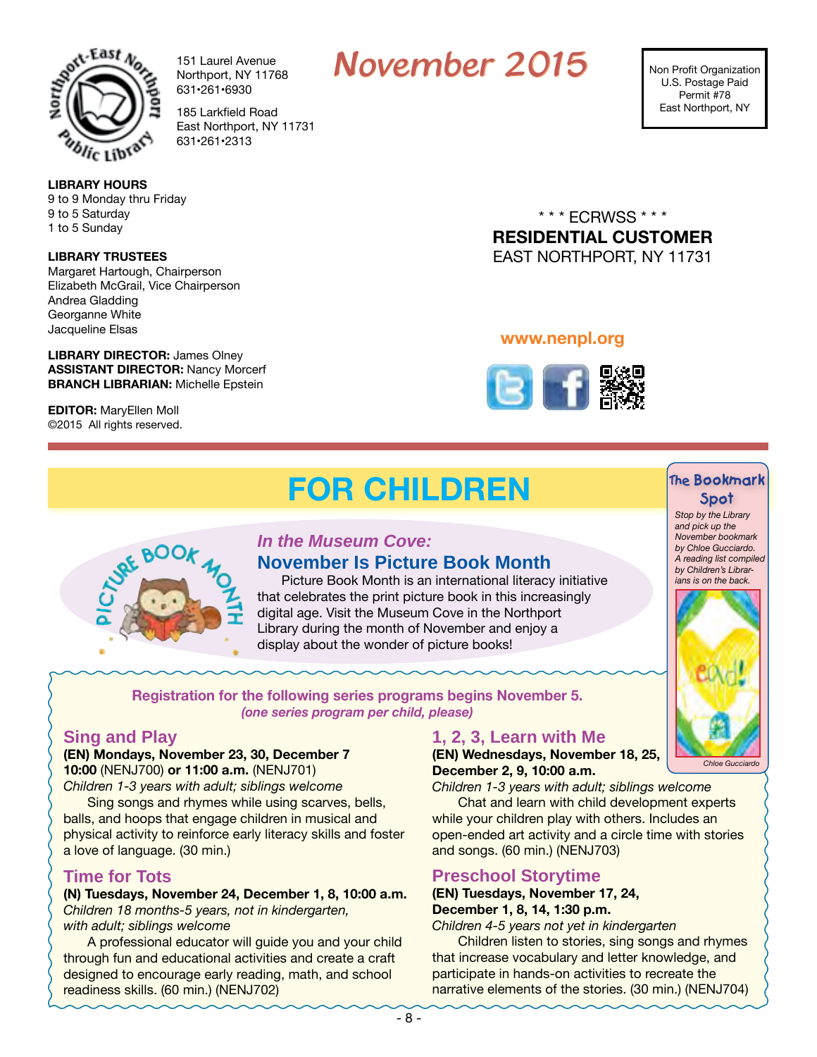Northport-East Northport Public Library

151 Laurel Avenue
Northport, NY 11768
631•261•6930

185 Larkfield Road
East Northport, NY 11731
631•261•2313

# November 2015

Non Profit Organization
U.S. Postage Paid
Permit #78
East Northport, NY

**LIBRARY HOURS**
9 to 9 Monday thru Friday
9 to 5 Saturday
1 to 5 Sunday

**LIBRARY TRUSTEES**
Margaret Hartough, Chairperson
Elizabeth McGrail, Vice Chairperson
Andrea Gladding
Georganne White
Jacqueline Elsas

**LIBRARY DIRECTOR:** James Olney
**ASSISTANT DIRECTOR:** Nancy Morcerf
**BRANCH LIBRARIAN:** Michelle Epstein

**EDITOR:** MaryEllen Moll
©2015 All rights reserved.

\* \* \* ECRWSS \* \* \*
**RESIDENTIAL CUSTOMER**
EAST NORTHPORT, NY 11731

**www.nenpl.org**

# FOR CHILDREN

PICTURE BOOK MONTH

### *In the Museum Cove:*
### November Is Picture Book Month

Picture Book Month is an international literacy initiative that celebrates the print picture book in this increasingly digital age. Visit the Museum Cove in the Northport Library during the month of November and enjoy a display about the wonder of picture books!

### The Bookmark Spot

*Stop by the Library and pick up the November bookmark by Chloe Gucciardo. A reading list compiled by Children's Librarians is on the back.*

*Chloe Gucciardo*

**Registration for the following series programs begins November 5.**
***(one series program per child, please)***

### Sing and Play

**(EN) Mondays, November 23, 30, December 7**
**10:00** (NENJ700) **or 11:00 a.m.** (NENJ701)
*Children 1-3 years with adult; siblings welcome*

Sing songs and rhymes while using scarves, bells, balls, and hoops that engage children in musical and physical activity to reinforce early literacy skills and foster a love of language. (30 min.)

### Time for Tots

**(N) Tuesdays, November 24, December 1, 8, 10:00 a.m.**
*Children 18 months-5 years, not in kindergarten, with adult; siblings welcome*

A professional educator will guide you and your child through fun and educational activities and create a craft designed to encourage early reading, math, and school readiness skills. (60 min.) (NENJ702)

### 1, 2, 3, Learn with Me

**(EN) Wednesdays, November 18, 25, December 2, 9, 10:00 a.m.**
*Children 1-3 years with adult; siblings welcome*

Chat and learn with child development experts while your children play with others. Includes an open-ended art activity and a circle time with stories and songs. (60 min.) (NENJ703)

### Preschool Storytime

**(EN) Tuesdays, November 17, 24, December 1, 8, 14, 1:30 p.m.**
*Children 4-5 years not yet in kindergarten*

Children listen to stories, sing songs and rhymes that increase vocabulary and letter knowledge, and participate in hands-on activities to recreate the narrative elements of the stories. (30 min.) (NENJ704)